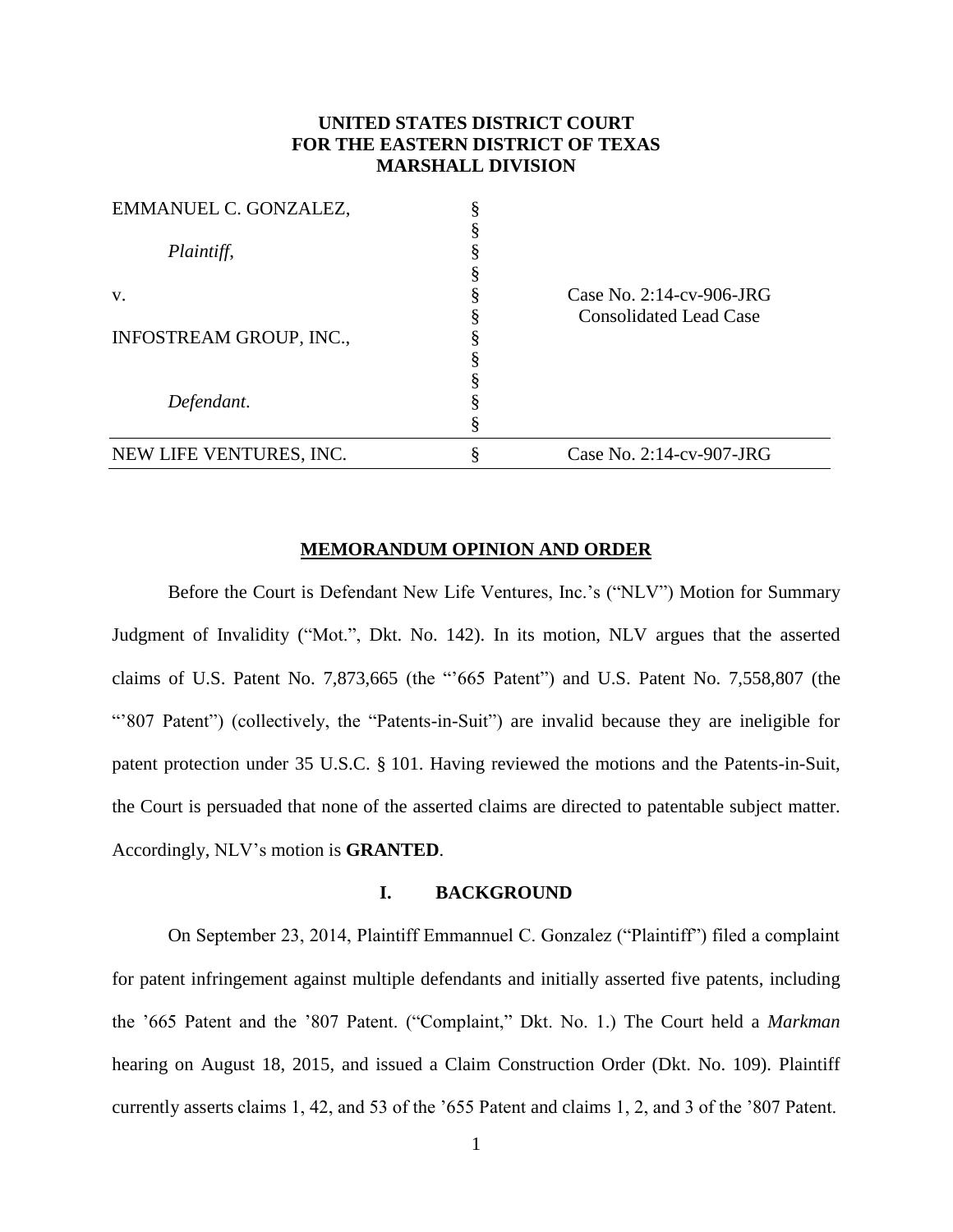**UNITED STATES DISTRICT COURT**
**FOR THE EASTERN DISTRICT OF TEXAS**
**MARSHALL DIVISION**

| | | |
|---|---|---|
| EMMANUEL C. GONZALEZ, *Plaintiff*, v. INFOSTREAM GROUP, INC., *Defendant*. | § | Case No. 2:14-cv-906-JRG Consolidated Lead Case |
| NEW LIFE VENTURES, INC. | § | Case No. 2:14-cv-907-JRG |

**MEMORANDUM OPINION AND ORDER**

Before the Court is Defendant New Life Ventures, Inc.'s ("NLV") Motion for Summary Judgment of Invalidity ("Mot.", Dkt. No. 142). In its motion, NLV argues that the asserted claims of U.S. Patent No. 7,873,665 (the "'665 Patent") and U.S. Patent No. 7,558,807 (the "'807 Patent") (collectively, the "Patents-in-Suit") are invalid because they are ineligible for patent protection under 35 U.S.C. § 101. Having reviewed the motions and the Patents-in-Suit, the Court is persuaded that none of the asserted claims are directed to patentable subject matter. Accordingly, NLV's motion is **GRANTED**.

## I. BACKGROUND

On September 23, 2014, Plaintiff Emmannuel C. Gonzalez ("Plaintiff") filed a complaint for patent infringement against multiple defendants and initially asserted five patents, including the '665 Patent and the '807 Patent. ("Complaint," Dkt. No. 1.) The Court held a *Markman* hearing on August 18, 2015, and issued a Claim Construction Order (Dkt. No. 109). Plaintiff currently asserts claims 1, 42, and 53 of the '655 Patent and claims 1, 2, and 3 of the '807 Patent.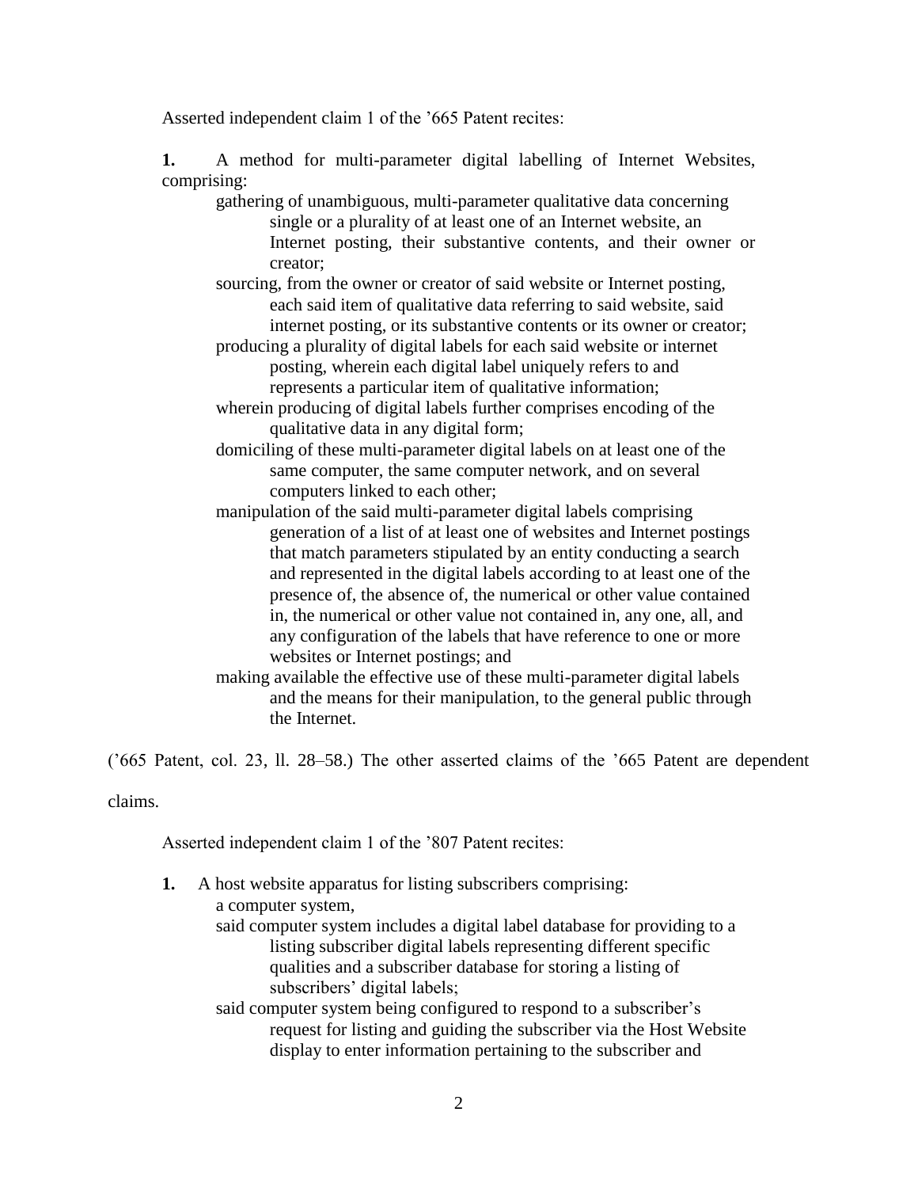Asserted independent claim 1 of the '665 Patent recites:

> **1.** A method for multi-parameter digital labelling of Internet Websites, comprising:
>
> gathering of unambiguous, multi-parameter qualitative data concerning single or a plurality of at least one of an Internet website, an Internet posting, their substantive contents, and their owner or creator;
>
> sourcing, from the owner or creator of said website or Internet posting, each said item of qualitative data referring to said website, said internet posting, or its substantive contents or its owner or creator;
>
> producing a plurality of digital labels for each said website or internet posting, wherein each digital label uniquely refers to and represents a particular item of qualitative information;
>
> wherein producing of digital labels further comprises encoding of the qualitative data in any digital form;
>
> domiciling of these multi-parameter digital labels on at least one of the same computer, the same computer network, and on several computers linked to each other;
>
> manipulation of the said multi-parameter digital labels comprising generation of a list of at least one of websites and Internet postings that match parameters stipulated by an entity conducting a search and represented in the digital labels according to at least one of the presence of, the absence of, the numerical or other value contained in, the numerical or other value not contained in, any one, all, and any configuration of the labels that have reference to one or more websites or Internet postings; and
>
> making available the effective use of these multi-parameter digital labels and the means for their manipulation, to the general public through the Internet.

('665 Patent, col. 23, ll. 28–58.) The other asserted claims of the '665 Patent are dependent claims.

Asserted independent claim 1 of the '807 Patent recites:

> **1.** A host website apparatus for listing subscribers comprising:
>
> a computer system,
>
> said computer system includes a digital label database for providing to a listing subscriber digital labels representing different specific qualities and a subscriber database for storing a listing of subscribers' digital labels;
>
> said computer system being configured to respond to a subscriber's request for listing and guiding the subscriber via the Host Website display to enter information pertaining to the subscriber and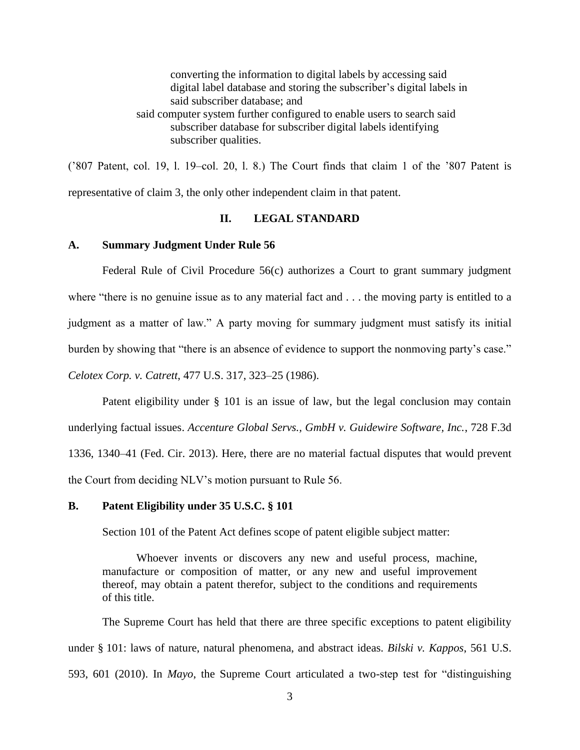> converting the information to digital labels by accessing said digital label database and storing the subscriber's digital labels in said subscriber database; and
>
> said computer system further configured to enable users to search said subscriber database for subscriber digital labels identifying subscriber qualities.

('807 Patent, col. 19, l. 19–col. 20, l. 8.) The Court finds that claim 1 of the '807 Patent is representative of claim 3, the only other independent claim in that patent.

## II. LEGAL STANDARD

### A. Summary Judgment Under Rule 56

Federal Rule of Civil Procedure 56(c) authorizes a Court to grant summary judgment where "there is no genuine issue as to any material fact and . . . the moving party is entitled to a judgment as a matter of law." A party moving for summary judgment must satisfy its initial burden by showing that "there is an absence of evidence to support the nonmoving party's case." *Celotex Corp. v. Catrett*, 477 U.S. 317, 323–25 (1986).

Patent eligibility under § 101 is an issue of law, but the legal conclusion may contain underlying factual issues. *Accenture Global Servs., GmbH v. Guidewire Software, Inc.*, 728 F.3d 1336, 1340–41 (Fed. Cir. 2013). Here, there are no material factual disputes that would prevent the Court from deciding NLV's motion pursuant to Rule 56.

### B. Patent Eligibility under 35 U.S.C. § 101

Section 101 of the Patent Act defines scope of patent eligible subject matter:

> Whoever invents or discovers any new and useful process, machine, manufacture or composition of matter, or any new and useful improvement thereof, may obtain a patent therefor, subject to the conditions and requirements of this title.

The Supreme Court has held that there are three specific exceptions to patent eligibility under § 101: laws of nature, natural phenomena, and abstract ideas. *Bilski v. Kappos*, 561 U.S. 593, 601 (2010). In *Mayo*, the Supreme Court articulated a two-step test for "distinguishing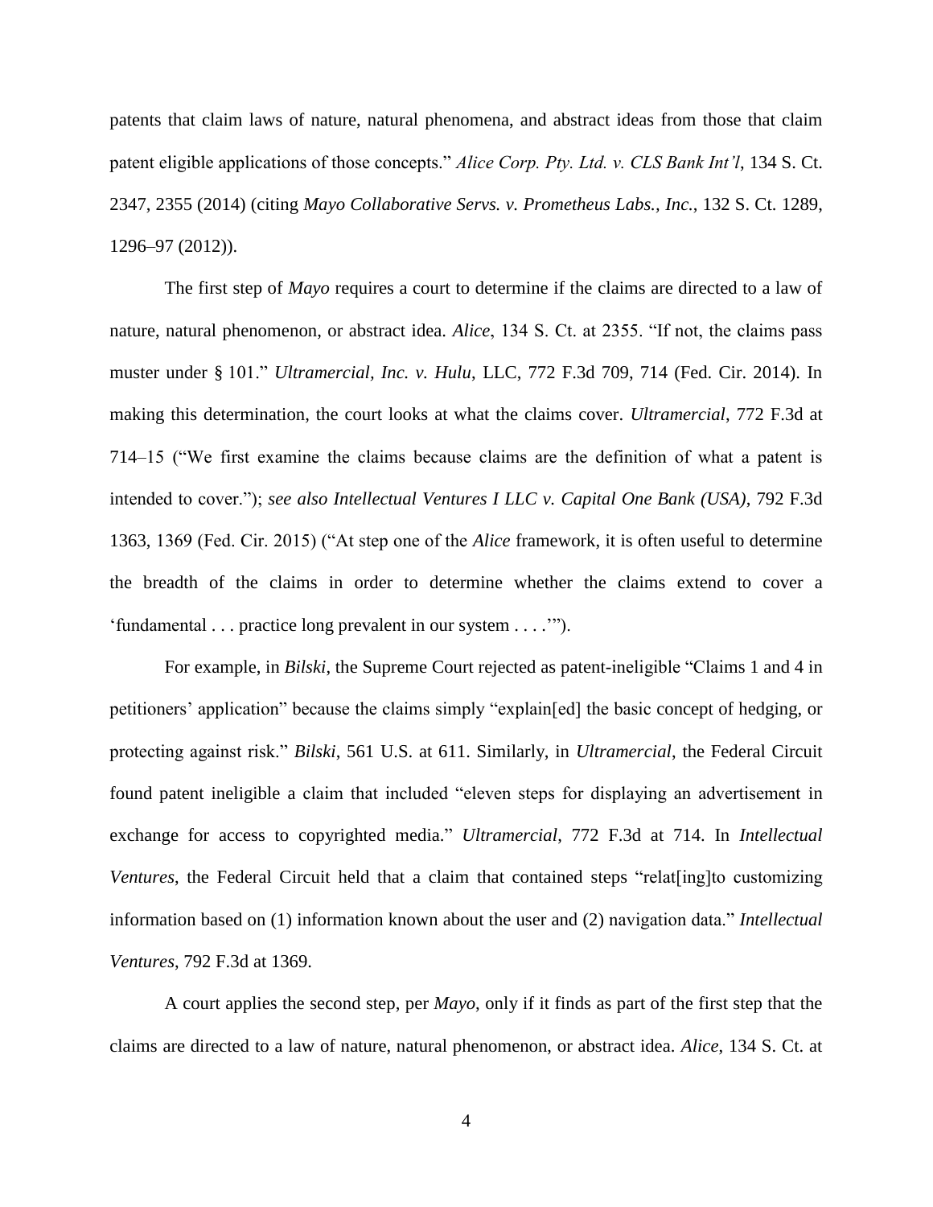patents that claim laws of nature, natural phenomena, and abstract ideas from those that claim patent eligible applications of those concepts." *Alice Corp. Pty. Ltd. v. CLS Bank Int'l*, 134 S. Ct. 2347, 2355 (2014) (citing *Mayo Collaborative Servs. v. Prometheus Labs., Inc.*, 132 S. Ct. 1289, 1296–97 (2012)).

The first step of *Mayo* requires a court to determine if the claims are directed to a law of nature, natural phenomenon, or abstract idea. *Alice*, 134 S. Ct. at 2355. "If not, the claims pass muster under § 101." *Ultramercial, Inc. v. Hulu*, LLC, 772 F.3d 709, 714 (Fed. Cir. 2014). In making this determination, the court looks at what the claims cover. *Ultramercial*, 772 F.3d at 714–15 ("We first examine the claims because claims are the definition of what a patent is intended to cover."); *see also Intellectual Ventures I LLC v. Capital One Bank (USA)*, 792 F.3d 1363, 1369 (Fed. Cir. 2015) ("At step one of the *Alice* framework, it is often useful to determine the breadth of the claims in order to determine whether the claims extend to cover a 'fundamental . . . practice long prevalent in our system . . . .'").

For example, in *Bilski*, the Supreme Court rejected as patent-ineligible "Claims 1 and 4 in petitioners' application" because the claims simply "explain[ed] the basic concept of hedging, or protecting against risk." *Bilski*, 561 U.S. at 611. Similarly, in *Ultramercial*, the Federal Circuit found patent ineligible a claim that included "eleven steps for displaying an advertisement in exchange for access to copyrighted media." *Ultramercial*, 772 F.3d at 714. In *Intellectual Ventures*, the Federal Circuit held that a claim that contained steps "relat[ing]to customizing information based on (1) information known about the user and (2) navigation data." *Intellectual Ventures*, 792 F.3d at 1369.

A court applies the second step, per *Mayo*, only if it finds as part of the first step that the claims are directed to a law of nature, natural phenomenon, or abstract idea. *Alice*, 134 S. Ct. at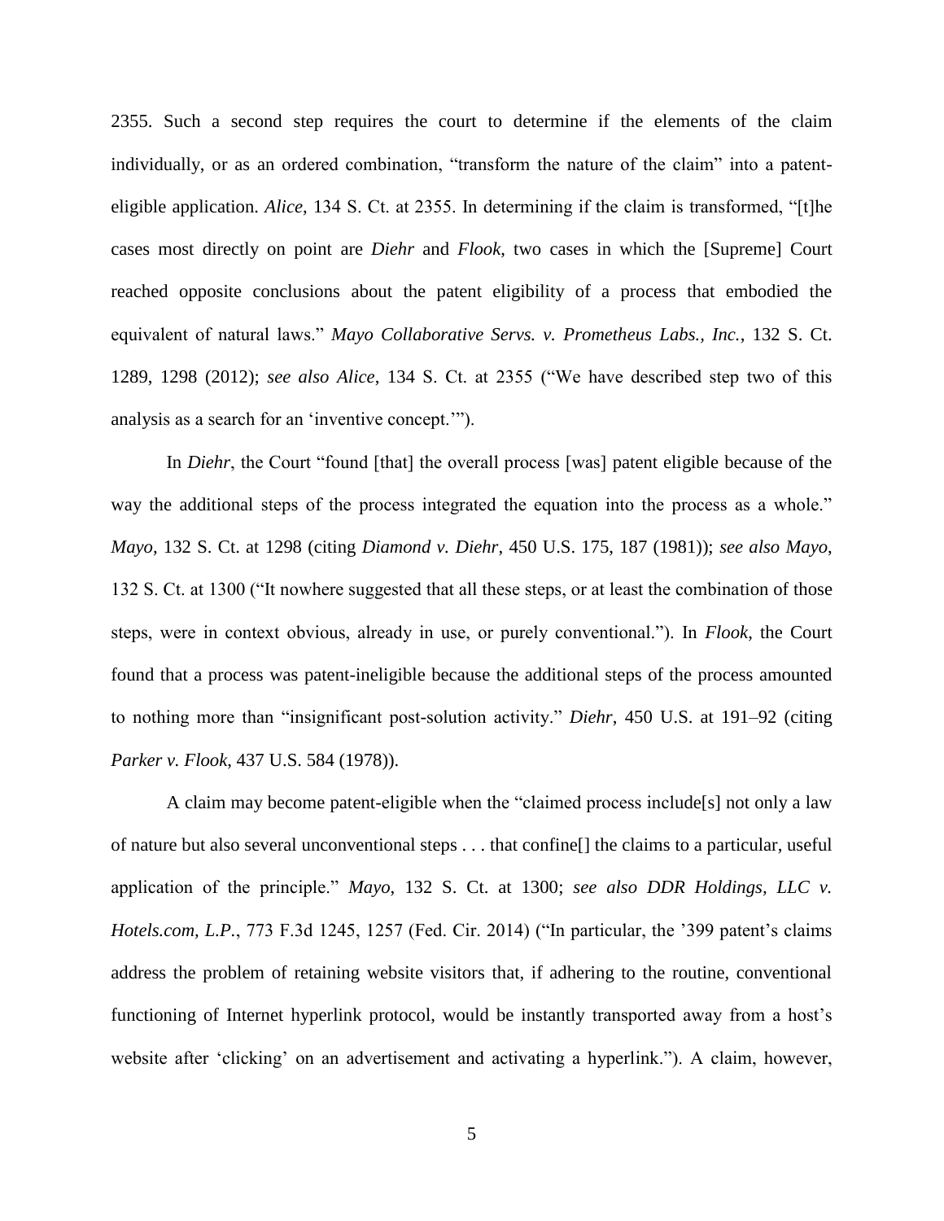2355. Such a second step requires the court to determine if the elements of the claim individually, or as an ordered combination, "transform the nature of the claim" into a patent-eligible application. *Alice*, 134 S. Ct. at 2355. In determining if the claim is transformed, "[t]he cases most directly on point are *Diehr* and *Flook*, two cases in which the [Supreme] Court reached opposite conclusions about the patent eligibility of a process that embodied the equivalent of natural laws." *Mayo Collaborative Servs. v. Prometheus Labs., Inc.*, 132 S. Ct. 1289, 1298 (2012); *see also Alice*, 134 S. Ct. at 2355 ("We have described step two of this analysis as a search for an 'inventive concept.'").

In *Diehr*, the Court "found [that] the overall process [was] patent eligible because of the way the additional steps of the process integrated the equation into the process as a whole." *Mayo*, 132 S. Ct. at 1298 (citing *Diamond v. Diehr*, 450 U.S. 175, 187 (1981)); *see also Mayo*, 132 S. Ct. at 1300 ("It nowhere suggested that all these steps, or at least the combination of those steps, were in context obvious, already in use, or purely conventional."). In *Flook*, the Court found that a process was patent-ineligible because the additional steps of the process amounted to nothing more than "insignificant post-solution activity." *Diehr*, 450 U.S. at 191–92 (citing *Parker v. Flook*, 437 U.S. 584 (1978)).

A claim may become patent-eligible when the "claimed process include[s] not only a law of nature but also several unconventional steps . . . that confine[] the claims to a particular, useful application of the principle." *Mayo*, 132 S. Ct. at 1300; *see also DDR Holdings, LLC v. Hotels.com, L.P.*, 773 F.3d 1245, 1257 (Fed. Cir. 2014) ("In particular, the '399 patent's claims address the problem of retaining website visitors that, if adhering to the routine, conventional functioning of Internet hyperlink protocol, would be instantly transported away from a host's website after 'clicking' on an advertisement and activating a hyperlink."). A claim, however,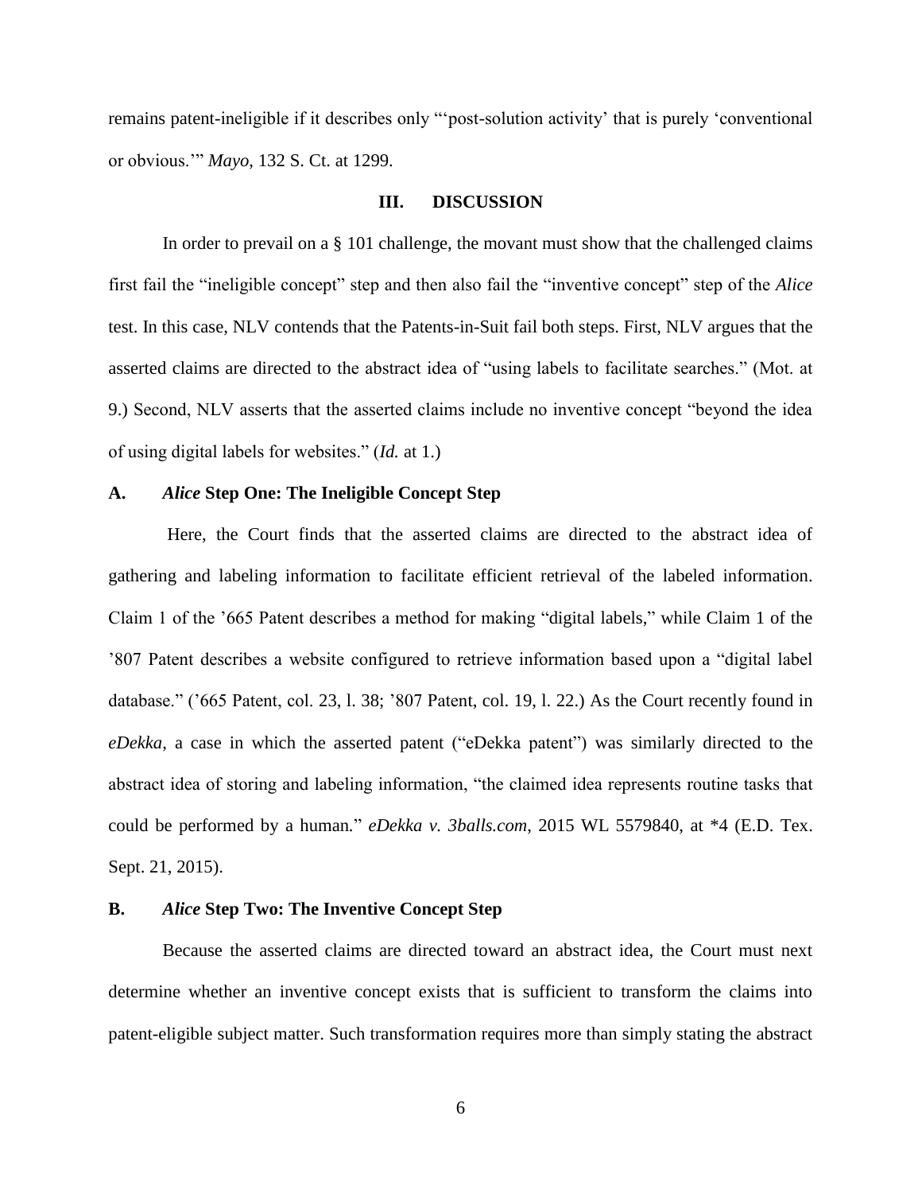remains patent-ineligible if it describes only "'post-solution activity' that is purely 'conventional or obvious.'" *Mayo*, 132 S. Ct. at 1299.

## III. DISCUSSION

In order to prevail on a § 101 challenge, the movant must show that the challenged claims first fail the "ineligible concept" step and then also fail the "inventive concept" step of the *Alice* test. In this case, NLV contends that the Patents-in-Suit fail both steps. First, NLV argues that the asserted claims are directed to the abstract idea of "using labels to facilitate searches." (Mot. at 9.) Second, NLV asserts that the asserted claims include no inventive concept "beyond the idea of using digital labels for websites." (*Id.* at 1.)

### A. *Alice* Step One: The Ineligible Concept Step

Here, the Court finds that the asserted claims are directed to the abstract idea of gathering and labeling information to facilitate efficient retrieval of the labeled information. Claim 1 of the '665 Patent describes a method for making "digital labels," while Claim 1 of the '807 Patent describes a website configured to retrieve information based upon a "digital label database." ('665 Patent, col. 23, l. 38; '807 Patent, col. 19, l. 22.) As the Court recently found in *eDekka*, a case in which the asserted patent ("eDekka patent") was similarly directed to the abstract idea of storing and labeling information, "the claimed idea represents routine tasks that could be performed by a human." *eDekka v. 3balls.com*, 2015 WL 5579840, at *4 (E.D. Tex. Sept. 21, 2015).

### B. *Alice* Step Two: The Inventive Concept Step

Because the asserted claims are directed toward an abstract idea, the Court must next determine whether an inventive concept exists that is sufficient to transform the claims into patent-eligible subject matter. Such transformation requires more than simply stating the abstract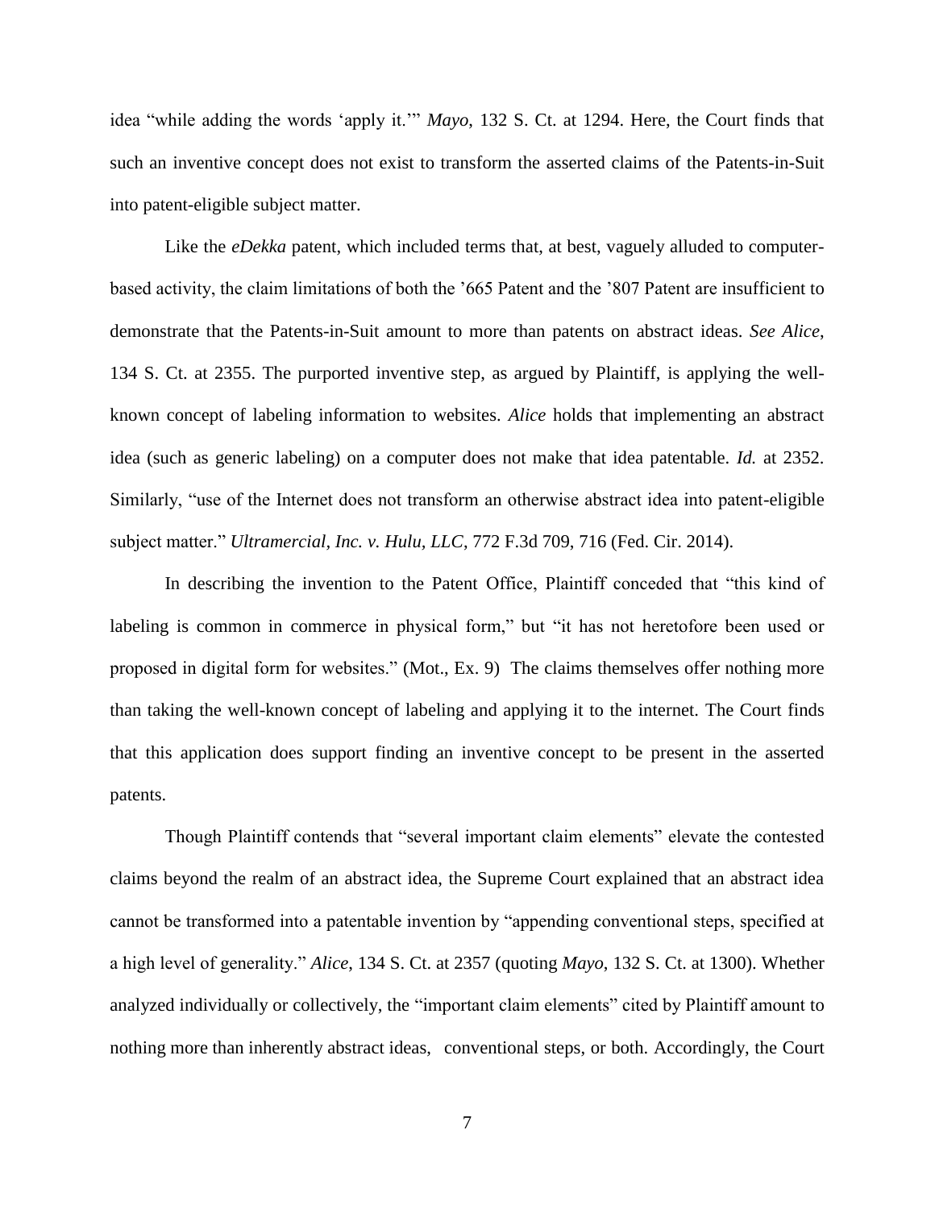idea "while adding the words 'apply it.'" *Mayo*, 132 S. Ct. at 1294. Here, the Court finds that such an inventive concept does not exist to transform the asserted claims of the Patents-in-Suit into patent-eligible subject matter.

Like the *eDekka* patent, which included terms that, at best, vaguely alluded to computer-based activity, the claim limitations of both the '665 Patent and the '807 Patent are insufficient to demonstrate that the Patents-in-Suit amount to more than patents on abstract ideas. *See Alice*, 134 S. Ct. at 2355. The purported inventive step, as argued by Plaintiff, is applying the well-known concept of labeling information to websites. *Alice* holds that implementing an abstract idea (such as generic labeling) on a computer does not make that idea patentable. *Id.* at 2352. Similarly, "use of the Internet does not transform an otherwise abstract idea into patent-eligible subject matter." *Ultramercial, Inc. v. Hulu, LLC*, 772 F.3d 709, 716 (Fed. Cir. 2014).

In describing the invention to the Patent Office, Plaintiff conceded that "this kind of labeling is common in commerce in physical form," but "it has not heretofore been used or proposed in digital form for websites." (Mot., Ex. 9) The claims themselves offer nothing more than taking the well-known concept of labeling and applying it to the internet. The Court finds that this application does support finding an inventive concept to be present in the asserted patents.

Though Plaintiff contends that "several important claim elements" elevate the contested claims beyond the realm of an abstract idea, the Supreme Court explained that an abstract idea cannot be transformed into a patentable invention by "appending conventional steps, specified at a high level of generality." *Alice*, 134 S. Ct. at 2357 (quoting *Mayo*, 132 S. Ct. at 1300). Whether analyzed individually or collectively, the "important claim elements" cited by Plaintiff amount to nothing more than inherently abstract ideas, conventional steps, or both. Accordingly, the Court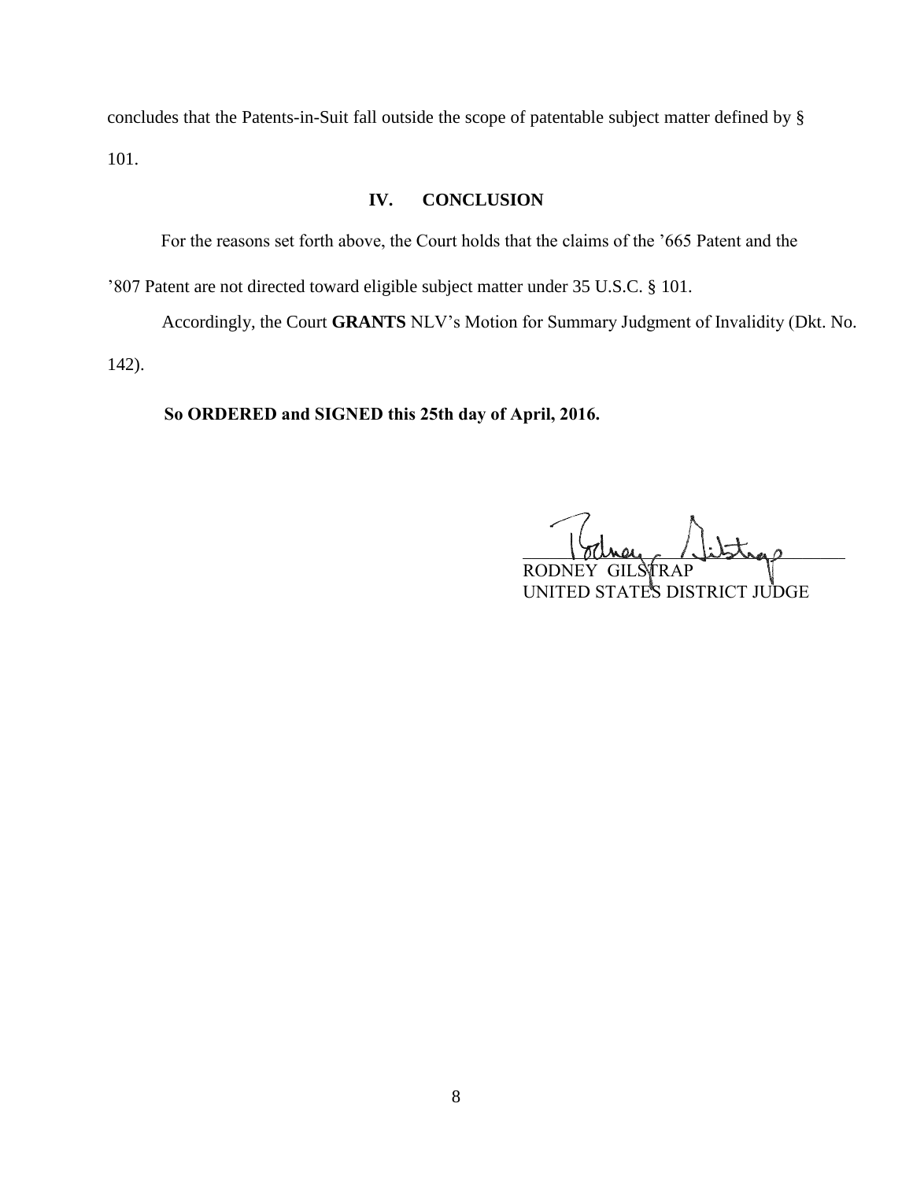concludes that the Patents-in-Suit fall outside the scope of patentable subject matter defined by § 101.

## IV. CONCLUSION

For the reasons set forth above, the Court holds that the claims of the '665 Patent and the '807 Patent are not directed toward eligible subject matter under 35 U.S.C. § 101.

Accordingly, the Court **GRANTS** NLV's Motion for Summary Judgment of Invalidity (Dkt. No. 142).

**So ORDERED and SIGNED this 25th day of April, 2016.**

RODNEY GILSTRAP
UNITED STATES DISTRICT JUDGE